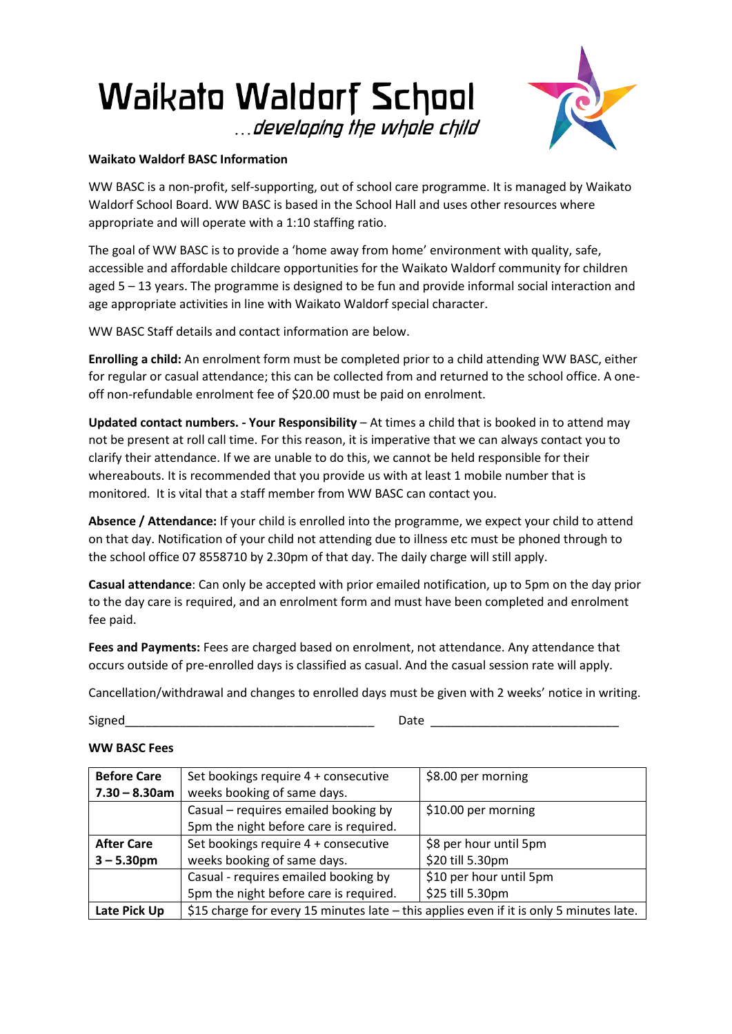# Waikato Waldorf School

*…developing the whole child*

**Waikato Waldorf BASC Information**

WW BASC is a non-profit, self-supporting, out of school care programme. It is managed by Waikato Waldorf School Board. WW BASC is based in the School Hall and uses other resources where appropriate and will operate with a 1:10 staffing ratio.

The goal of WW BASC is to provide a 'home away from home' environment with quality, safe, accessible and affordable childcare opportunities for the Waikato Waldorf community for children aged 5 – 13 years. The programme is designed to be fun and provide informal social interaction and age appropriate activities in line with Waikato Waldorf special character.

WW BASC Staff details and contact information are below.

**Enrolling a child:** An enrolment form must be completed prior to a child attending WW BASC, either for regular or casual attendance; this can be collected from and returned to the school office. A one-off non-refundable enrolment fee of $20.00 must be paid on enrolment.

**Updated contact numbers. - Your Responsibility** – At times a child that is booked in to attend may not be present at roll call time. For this reason, it is imperative that we can always contact you to clarify their attendance. If we are unable to do this, we cannot be held responsible for their whereabouts. It is recommended that you provide us with at least 1 mobile number that is monitored. It is vital that a staff member from WW BASC can contact you.

**Absence / Attendance:** If your child is enrolled into the programme, we expect your child to attend on that day. Notification of your child not attending due to illness etc must be phoned through to the school office 07 8558710 by 2.30pm of that day. The daily charge will still apply.

**Casual attendance**: Can only be accepted with prior emailed notification, up to 5pm on the day prior to the day care is required, and an enrolment form and must have been completed and enrolment fee paid.

**Fees and Payments:** Fees are charged based on enrolment, not attendance. Any attendance that occurs outside of pre-enrolled days is classified as casual. And the casual session rate will apply.

Cancellation/withdrawal and changes to enrolled days must be given with 2 weeks' notice in writing.

Signed_____________________________________ Date ____________________________

**WW BASC Fees**

| | | |
|---|---|---|
| **Before Care 7.30 – 8.30am** | Set bookings require 4 + consecutive weeks booking of same days. | $8.00 per morning |
| | Casual – requires emailed booking by 5pm the night before care is required. | $10.00 per morning |
| **After Care 3 – 5.30pm** | Set bookings require 4 + consecutive weeks booking of same days. | $8 per hour until 5pm<br>$20 till 5.30pm |
| | Casual - requires emailed booking by 5pm the night before care is required. | $10 per hour until 5pm<br>$25 till 5.30pm |
| **Late Pick Up** | $15 charge for every 15 minutes late – this applies even if it is only 5 minutes late. | |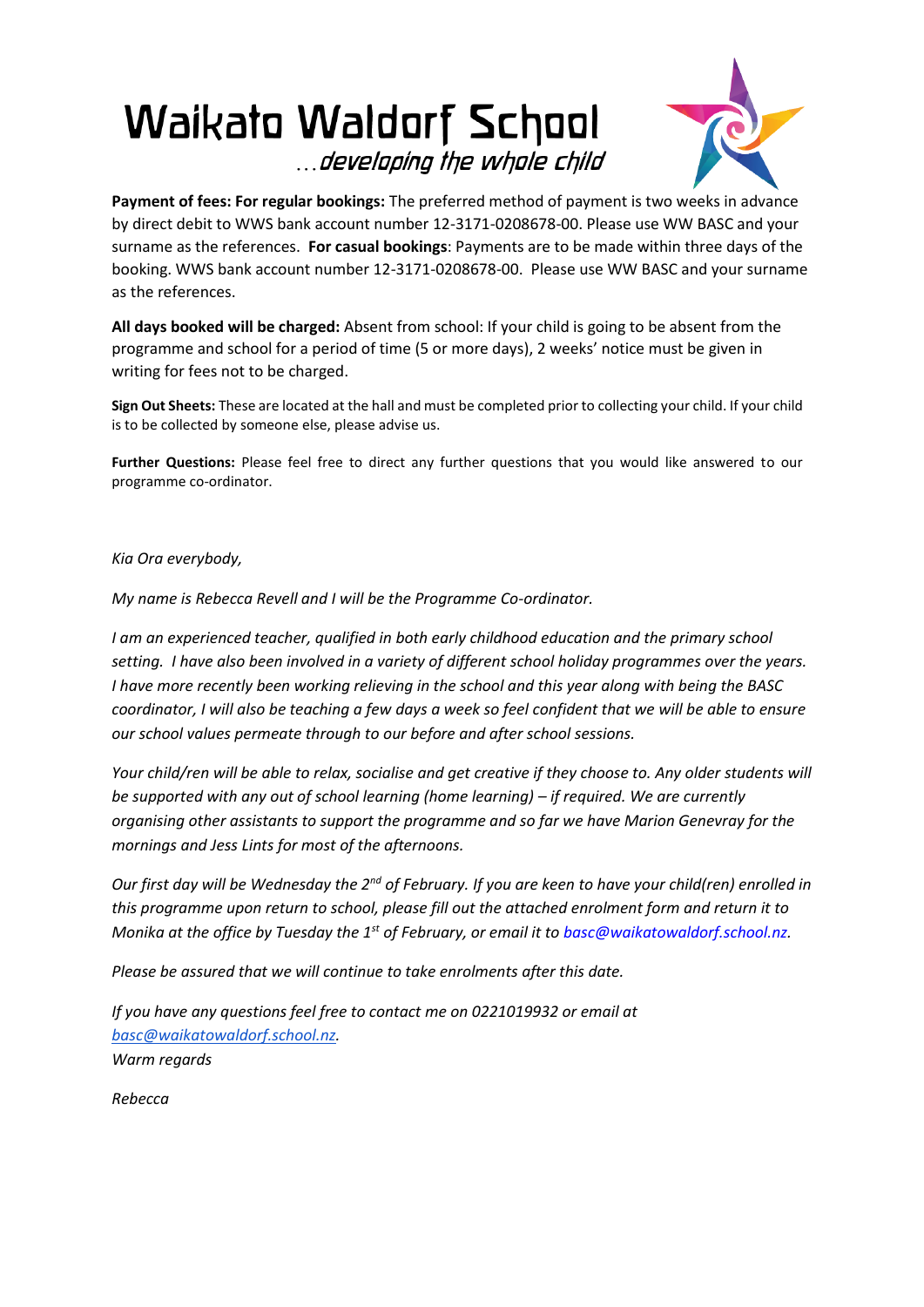# Waikato Waldorf School

*…developing the whole child*

**Payment of fees: For regular bookings:** The preferred method of payment is two weeks in advance by direct debit to WWS bank account number 12-3171-0208678-00. Please use WW BASC and your surname as the references. **For casual bookings**: Payments are to be made within three days of the booking. WWS bank account number 12-3171-0208678-00. Please use WW BASC and your surname as the references.

**All days booked will be charged:** Absent from school: If your child is going to be absent from the programme and school for a period of time (5 or more days), 2 weeks' notice must be given in writing for fees not to be charged.

**Sign Out Sheets:** These are located at the hall and must be completed prior to collecting your child. If your child is to be collected by someone else, please advise us.

**Further Questions:** Please feel free to direct any further questions that you would like answered to our programme co-ordinator.

*Kia Ora everybody,*

*My name is Rebecca Revell and I will be the Programme Co-ordinator.*

*I am an experienced teacher, qualified in both early childhood education and the primary school setting. I have also been involved in a variety of different school holiday programmes over the years. I have more recently been working relieving in the school and this year along with being the BASC coordinator, I will also be teaching a few days a week so feel confident that we will be able to ensure our school values permeate through to our before and after school sessions.*

*Your child/ren will be able to relax, socialise and get creative if they choose to. Any older students will be supported with any out of school learning (home learning) – if required. We are currently organising other assistants to support the programme and so far we have Marion Genevray for the mornings and Jess Lints for most of the afternoons.*

*Our first day will be Wednesday the 2nd of February. If you are keen to have your child(ren) enrolled in this programme upon return to school, please fill out the attached enrolment form and return it to Monika at the office by Tuesday the 1st of February, or email it to basc@waikatowaldorf.school.nz.*

*Please be assured that we will continue to take enrolments after this date.*

*If you have any questions feel free to contact me on 0221019932 or email at basc@waikatowaldorf.school.nz.*
*Warm regards*

*Rebecca*